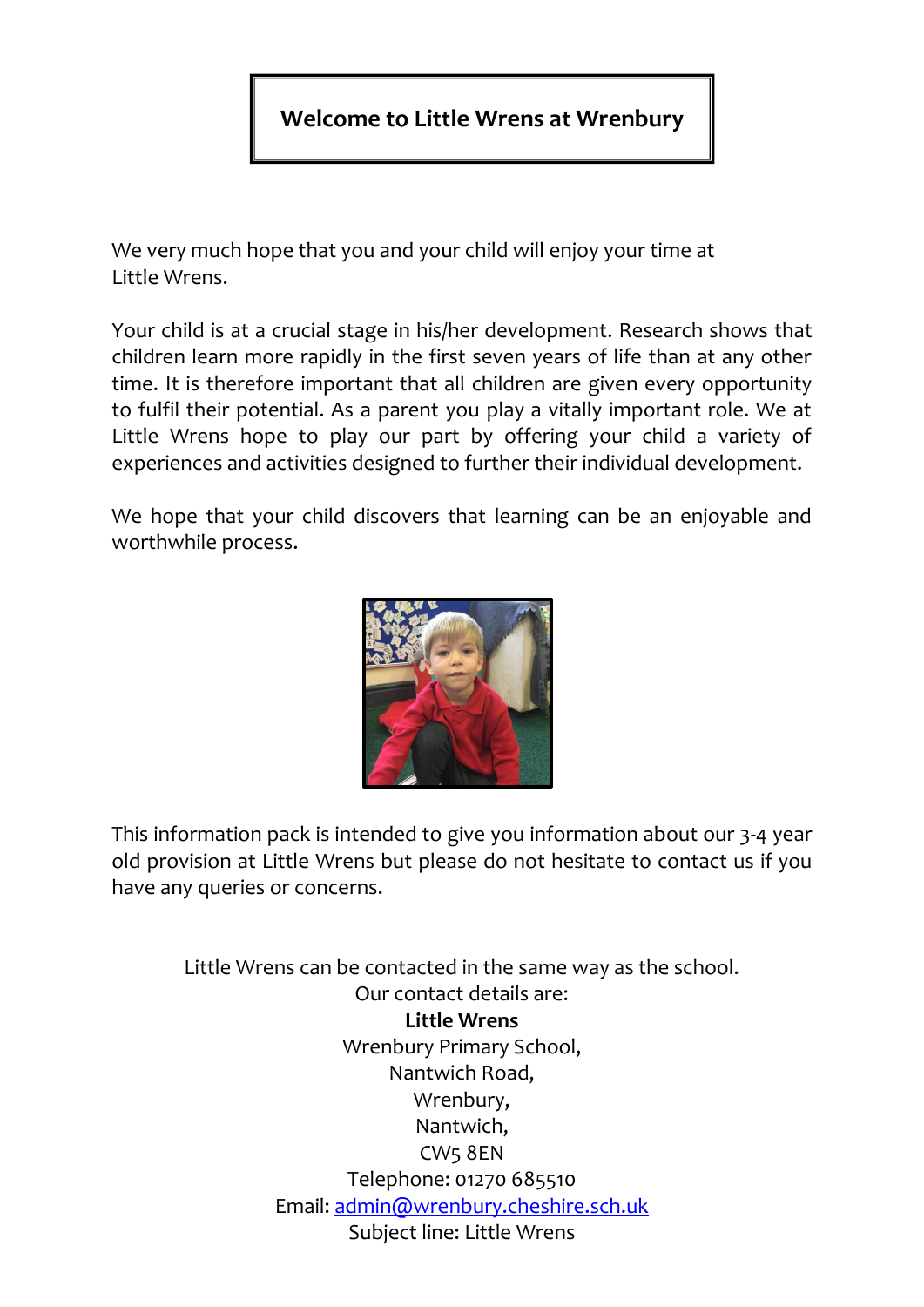# Welcome to Little Wrens at Wrenbury

We very much hope that you and your child will enjoy your time at Little Wrens.

Your child is at a crucial stage in his/her development. Research shows that children learn more rapidly in the first seven years of life than at any other time. It is therefore important that all children are given every opportunity to fulfil their potential. As a parent you play a vitally important role. We at Little Wrens hope to play our part by offering your child a variety of experiences and activities designed to further their individual development.

We hope that your child discovers that learning can be an enjoyable and worthwhile process.

This information pack is intended to give you information about our 3-4 year old provision at Little Wrens but please do not hesitate to contact us if you have any queries or concerns.

Little Wrens can be contacted in the same way as the school.
Our contact details are:
**Little Wrens**
Wrenbury Primary School,
Nantwich Road,
Wrenbury,
Nantwich,
CW5 8EN
Telephone: 01270 685510
Email: admin@wrenbury.cheshire.sch.uk
Subject line: Little Wrens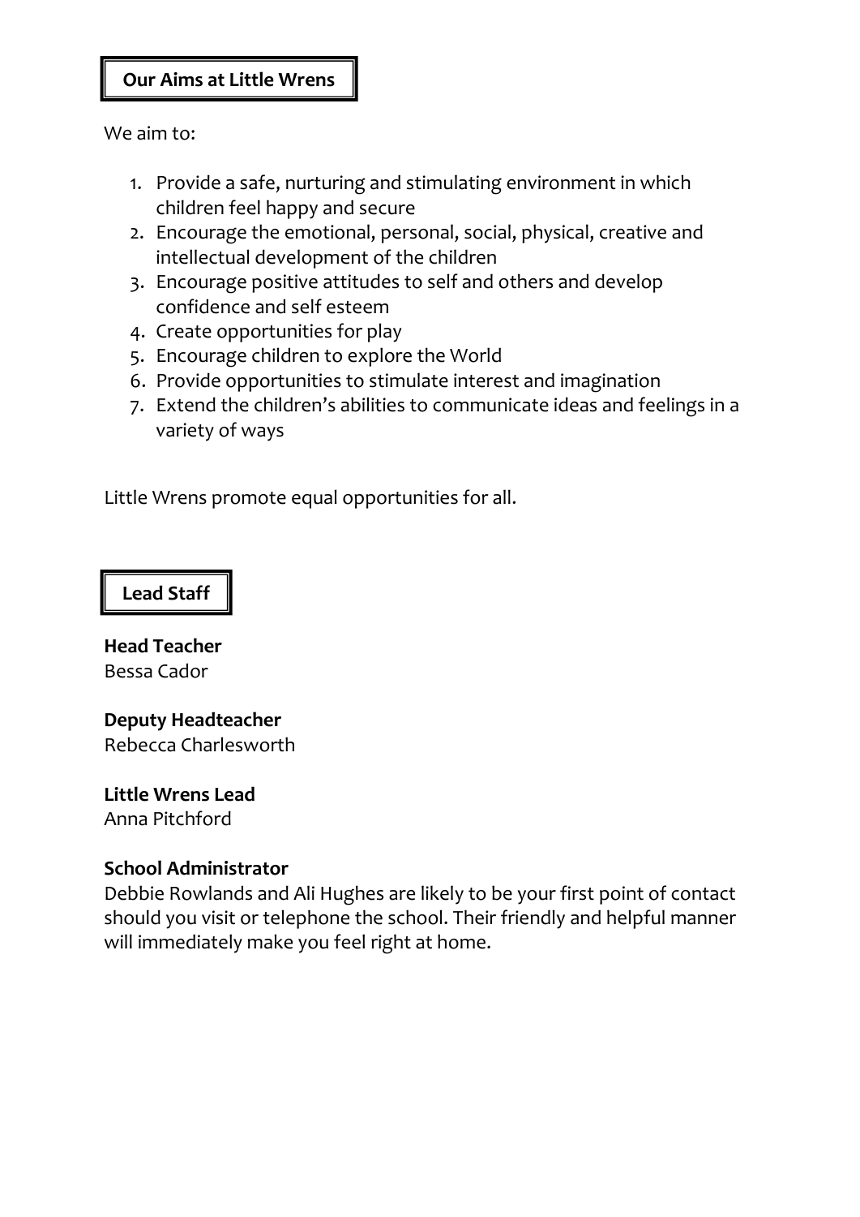## Our Aims at Little Wrens

We aim to:

1. Provide a safe, nurturing and stimulating environment in which children feel happy and secure
2. Encourage the emotional, personal, social, physical, creative and intellectual development of the children
3. Encourage positive attitudes to self and others and develop confidence and self esteem
4. Create opportunities for play
5. Encourage children to explore the World
6. Provide opportunities to stimulate interest and imagination
7. Extend the children's abilities to communicate ideas and feelings in a variety of ways

Little Wrens promote equal opportunities for all.

## Lead Staff

**Head Teacher**
Bessa Cador

**Deputy Headteacher**
Rebecca Charlesworth

**Little Wrens Lead**
Anna Pitchford

**School Administrator**
Debbie Rowlands and Ali Hughes are likely to be your first point of contact should you visit or telephone the school. Their friendly and helpful manner will immediately make you feel right at home.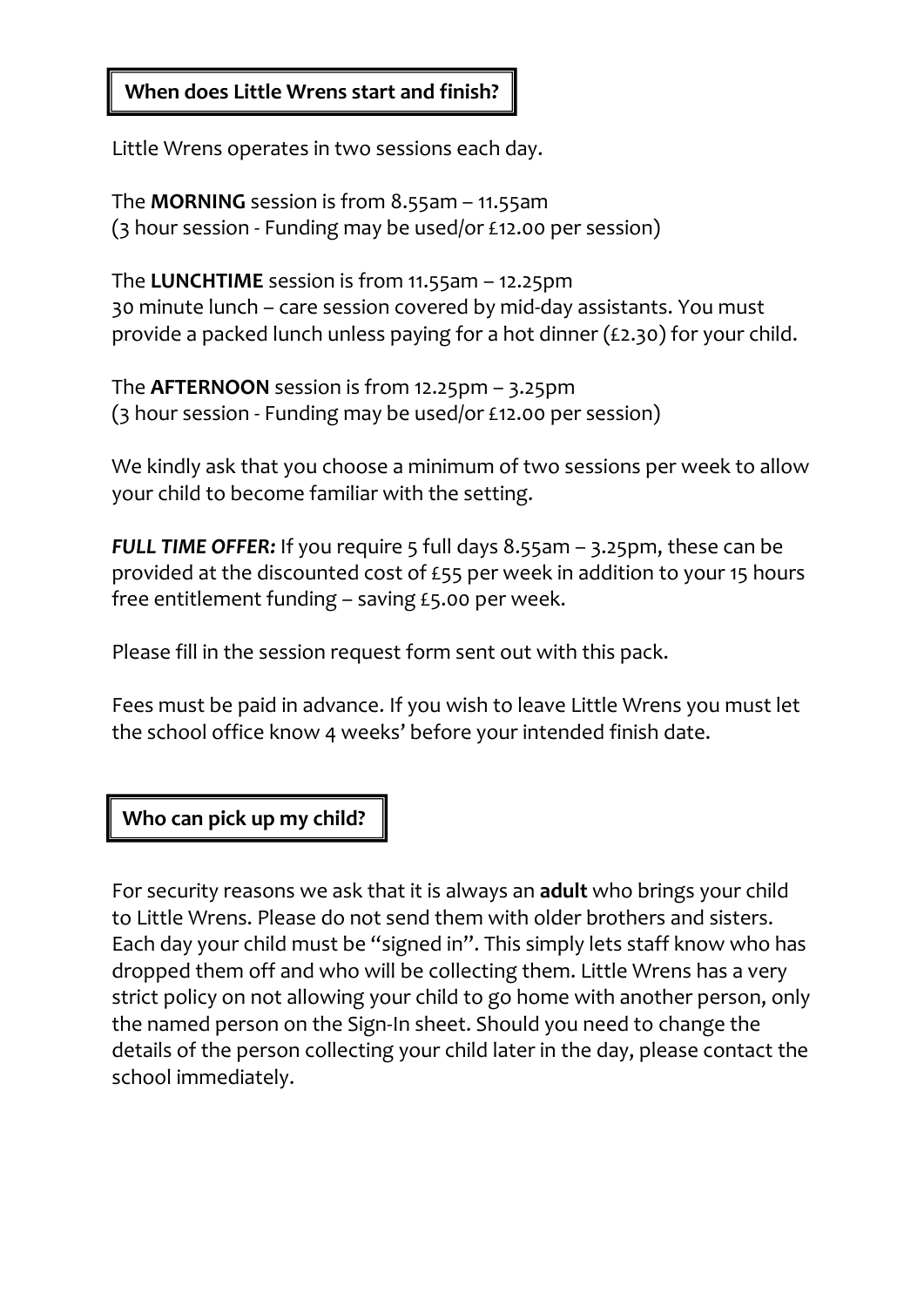## When does Little Wrens start and finish?

Little Wrens operates in two sessions each day.

The **MORNING** session is from 8.55am – 11.55am
(3 hour session - Funding may be used/or £12.00 per session)

The **LUNCHTIME** session is from 11.55am – 12.25pm
30 minute lunch – care session covered by mid-day assistants. You must provide a packed lunch unless paying for a hot dinner (£2.30) for your child.

The **AFTERNOON** session is from 12.25pm – 3.25pm
(3 hour session - Funding may be used/or £12.00 per session)

We kindly ask that you choose a minimum of two sessions per week to allow your child to become familiar with the setting.

***FULL TIME OFFER:*** If you require 5 full days 8.55am – 3.25pm, these can be provided at the discounted cost of £55 per week in addition to your 15 hours free entitlement funding – saving £5.00 per week.

Please fill in the session request form sent out with this pack.

Fees must be paid in advance. If you wish to leave Little Wrens you must let the school office know 4 weeks' before your intended finish date.

## Who can pick up my child?

For security reasons we ask that it is always an **adult** who brings your child to Little Wrens. Please do not send them with older brothers and sisters. Each day your child must be "signed in". This simply lets staff know who has dropped them off and who will be collecting them. Little Wrens has a very strict policy on not allowing your child to go home with another person, only the named person on the Sign-In sheet. Should you need to change the details of the person collecting your child later in the day, please contact the school immediately.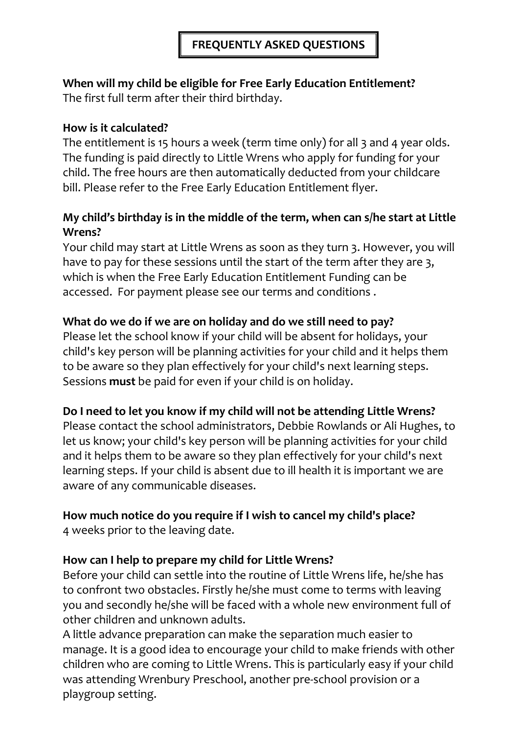## FREQUENTLY ASKED QUESTIONS

**When will my child be eligible for Free Early Education Entitlement?**
The first full term after their third birthday.

**How is it calculated?**
The entitlement is 15 hours a week (term time only) for all 3 and 4 year olds. The funding is paid directly to Little Wrens who apply for funding for your child. The free hours are then automatically deducted from your childcare bill. Please refer to the Free Early Education Entitlement flyer.

**My child's birthday is in the middle of the term, when can s/he start at Little Wrens?**
Your child may start at Little Wrens as soon as they turn 3. However, you will have to pay for these sessions until the start of the term after they are 3, which is when the Free Early Education Entitlement Funding can be accessed. For payment please see our terms and conditions .

**What do we do if we are on holiday and do we still need to pay?**
Please let the school know if your child will be absent for holidays, your child's key person will be planning activities for your child and it helps them to be aware so they plan effectively for your child's next learning steps. Sessions **must** be paid for even if your child is on holiday.

**Do I need to let you know if my child will not be attending Little Wrens?**
Please contact the school administrators, Debbie Rowlands or Ali Hughes, to let us know; your child's key person will be planning activities for your child and it helps them to be aware so they plan effectively for your child's next learning steps. If your child is absent due to ill health it is important we are aware of any communicable diseases.

**How much notice do you require if I wish to cancel my child's place?**
4 weeks prior to the leaving date.

**How can I help to prepare my child for Little Wrens?**
Before your child can settle into the routine of Little Wrens life, he/she has to confront two obstacles. Firstly he/she must come to terms with leaving you and secondly he/she will be faced with a whole new environment full of other children and unknown adults.
A little advance preparation can make the separation much easier to manage. It is a good idea to encourage your child to make friends with other children who are coming to Little Wrens. This is particularly easy if your child was attending Wrenbury Preschool, another pre-school provision or a playgroup setting.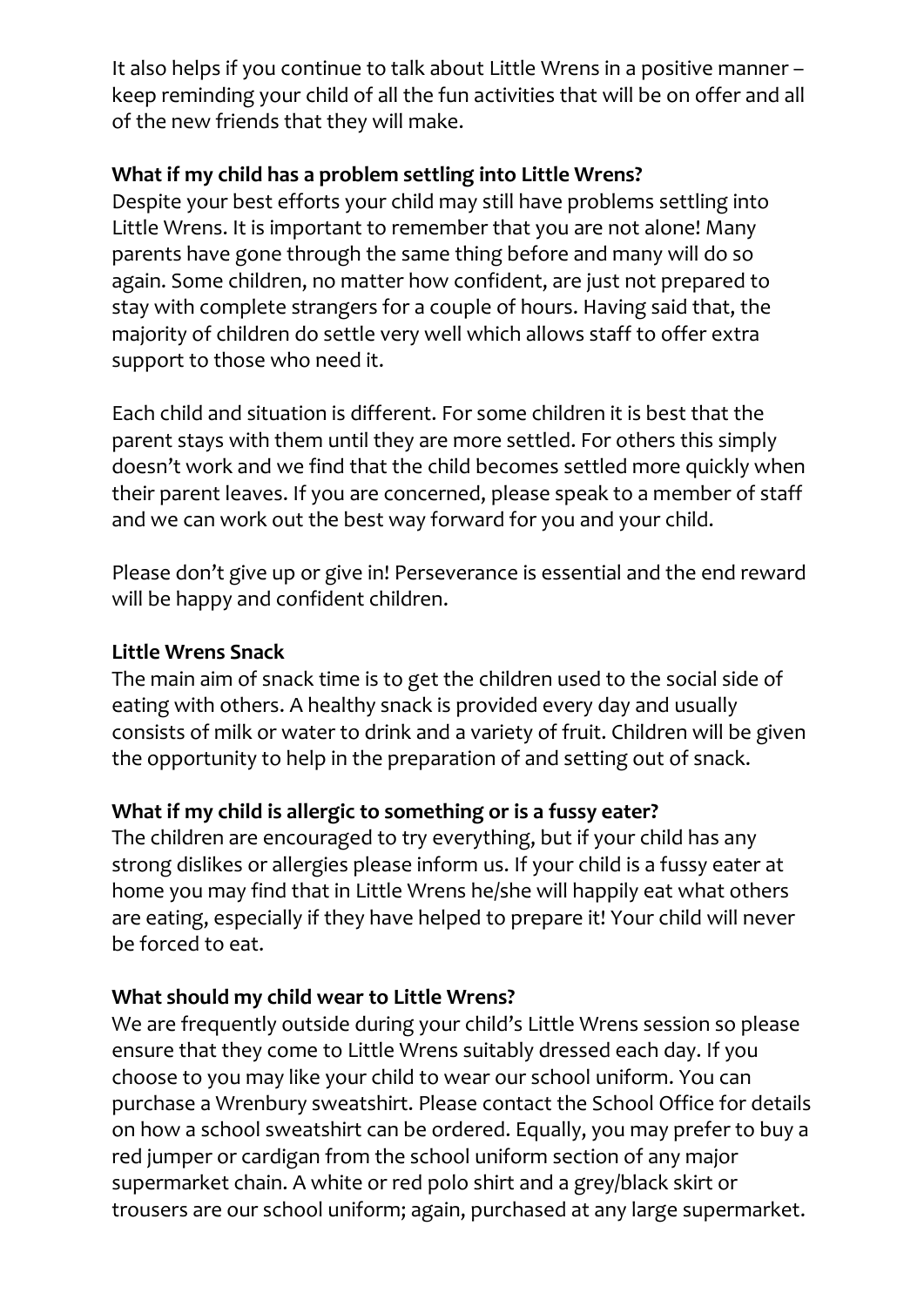It also helps if you continue to talk about Little Wrens in a positive manner – keep reminding your child of all the fun activities that will be on offer and all of the new friends that they will make.

**What if my child has a problem settling into Little Wrens?**

Despite your best efforts your child may still have problems settling into Little Wrens. It is important to remember that you are not alone! Many parents have gone through the same thing before and many will do so again. Some children, no matter how confident, are just not prepared to stay with complete strangers for a couple of hours. Having said that, the majority of children do settle very well which allows staff to offer extra support to those who need it.

Each child and situation is different. For some children it is best that the parent stays with them until they are more settled. For others this simply doesn't work and we find that the child becomes settled more quickly when their parent leaves. If you are concerned, please speak to a member of staff and we can work out the best way forward for you and your child.

Please don't give up or give in! Perseverance is essential and the end reward will be happy and confident children.

**Little Wrens Snack**

The main aim of snack time is to get the children used to the social side of eating with others. A healthy snack is provided every day and usually consists of milk or water to drink and a variety of fruit. Children will be given the opportunity to help in the preparation of and setting out of snack.

**What if my child is allergic to something or is a fussy eater?**

The children are encouraged to try everything, but if your child has any strong dislikes or allergies please inform us. If your child is a fussy eater at home you may find that in Little Wrens he/she will happily eat what others are eating, especially if they have helped to prepare it! Your child will never be forced to eat.

**What should my child wear to Little Wrens?**

We are frequently outside during your child's Little Wrens session so please ensure that they come to Little Wrens suitably dressed each day. If you choose to you may like your child to wear our school uniform. You can purchase a Wrenbury sweatshirt. Please contact the School Office for details on how a school sweatshirt can be ordered. Equally, you may prefer to buy a red jumper or cardigan from the school uniform section of any major supermarket chain. A white or red polo shirt and a grey/black skirt or trousers are our school uniform; again, purchased at any large supermarket.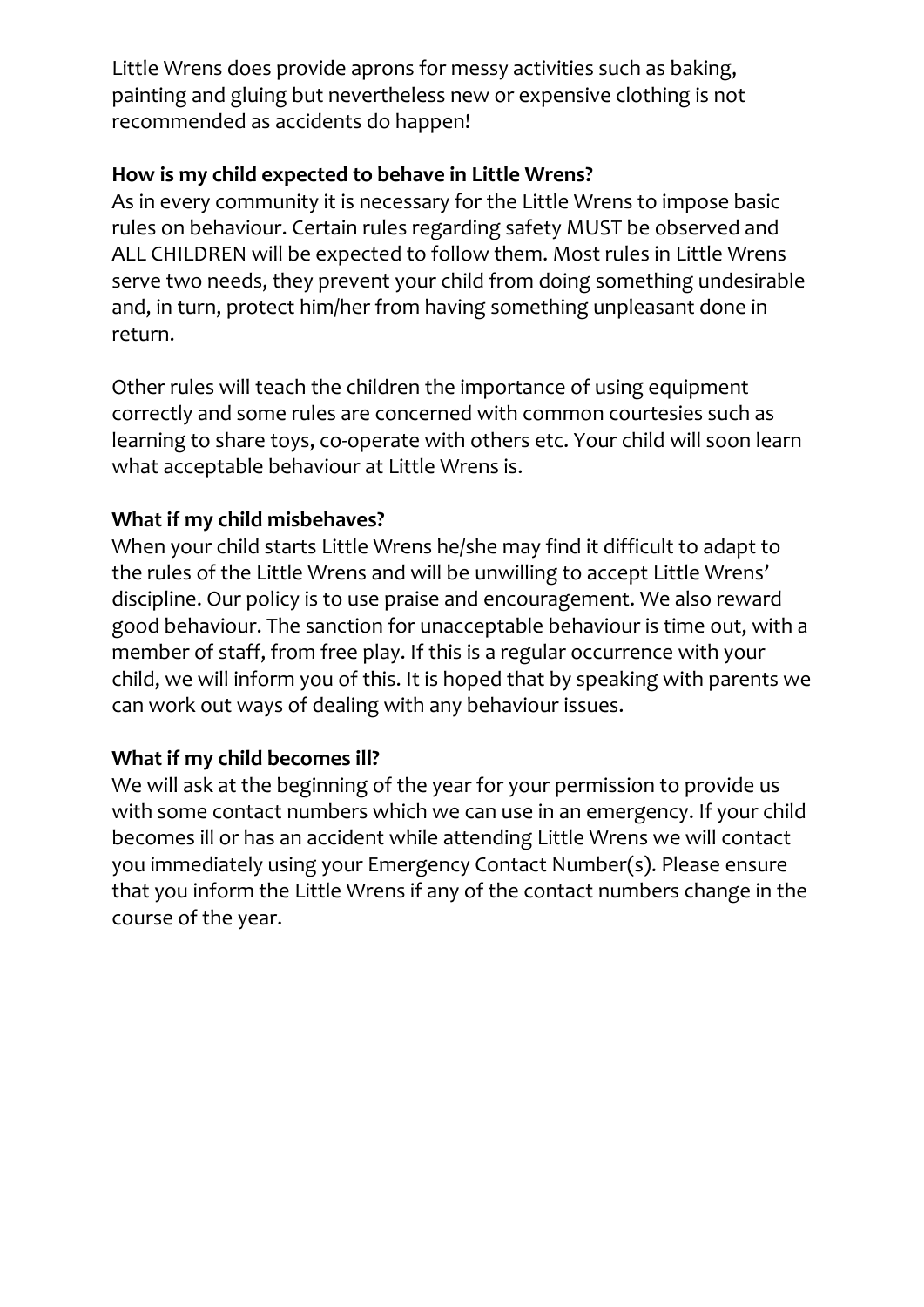Little Wrens does provide aprons for messy activities such as baking, painting and gluing but nevertheless new or expensive clothing is not recommended as accidents do happen!

**How is my child expected to behave in Little Wrens?**

As in every community it is necessary for the Little Wrens to impose basic rules on behaviour. Certain rules regarding safety MUST be observed and ALL CHILDREN will be expected to follow them. Most rules in Little Wrens serve two needs, they prevent your child from doing something undesirable and, in turn, protect him/her from having something unpleasant done in return.

Other rules will teach the children the importance of using equipment correctly and some rules are concerned with common courtesies such as learning to share toys, co-operate with others etc. Your child will soon learn what acceptable behaviour at Little Wrens is.

**What if my child misbehaves?**

When your child starts Little Wrens he/she may find it difficult to adapt to the rules of the Little Wrens and will be unwilling to accept Little Wrens' discipline. Our policy is to use praise and encouragement. We also reward good behaviour. The sanction for unacceptable behaviour is time out, with a member of staff, from free play. If this is a regular occurrence with your child, we will inform you of this. It is hoped that by speaking with parents we can work out ways of dealing with any behaviour issues.

**What if my child becomes ill?**

We will ask at the beginning of the year for your permission to provide us with some contact numbers which we can use in an emergency. If your child becomes ill or has an accident while attending Little Wrens we will contact you immediately using your Emergency Contact Number(s). Please ensure that you inform the Little Wrens if any of the contact numbers change in the course of the year.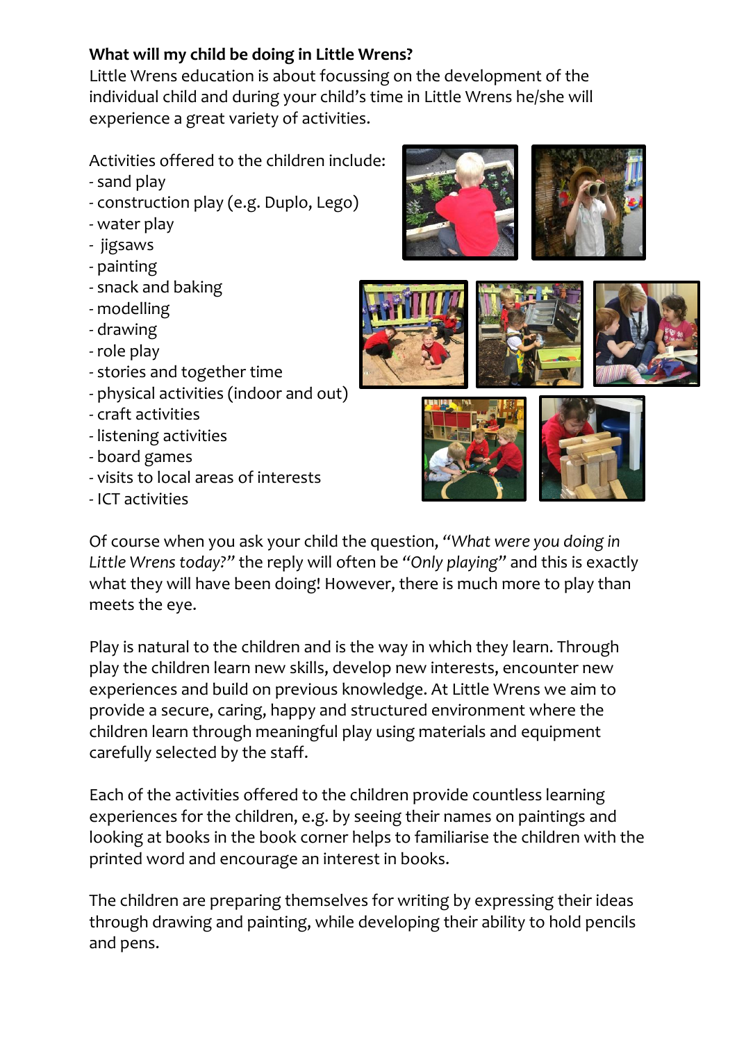**What will my child be doing in Little Wrens?**

Little Wrens education is about focussing on the development of the individual child and during your child's time in Little Wrens he/she will experience a great variety of activities.

Activities offered to the children include:

- sand play
- construction play (e.g. Duplo, Lego)
- water play
- jigsaws
- painting
- snack and baking
- modelling
- drawing
- role play
- stories and together time
- physical activities (indoor and out)
- craft activities
- listening activities
- board games
- visits to local areas of interests
- ICT activities

Of course when you ask your child the question, *"What were you doing in Little Wrens today?"* the reply will often be *"Only playing"* and this is exactly what they will have been doing! However, there is much more to play than meets the eye.

Play is natural to the children and is the way in which they learn. Through play the children learn new skills, develop new interests, encounter new experiences and build on previous knowledge. At Little Wrens we aim to provide a secure, caring, happy and structured environment where the children learn through meaningful play using materials and equipment carefully selected by the staff.

Each of the activities offered to the children provide countless learning experiences for the children, e.g. by seeing their names on paintings and looking at books in the book corner helps to familiarise the children with the printed word and encourage an interest in books.

The children are preparing themselves for writing by expressing their ideas through drawing and painting, while developing their ability to hold pencils and pens.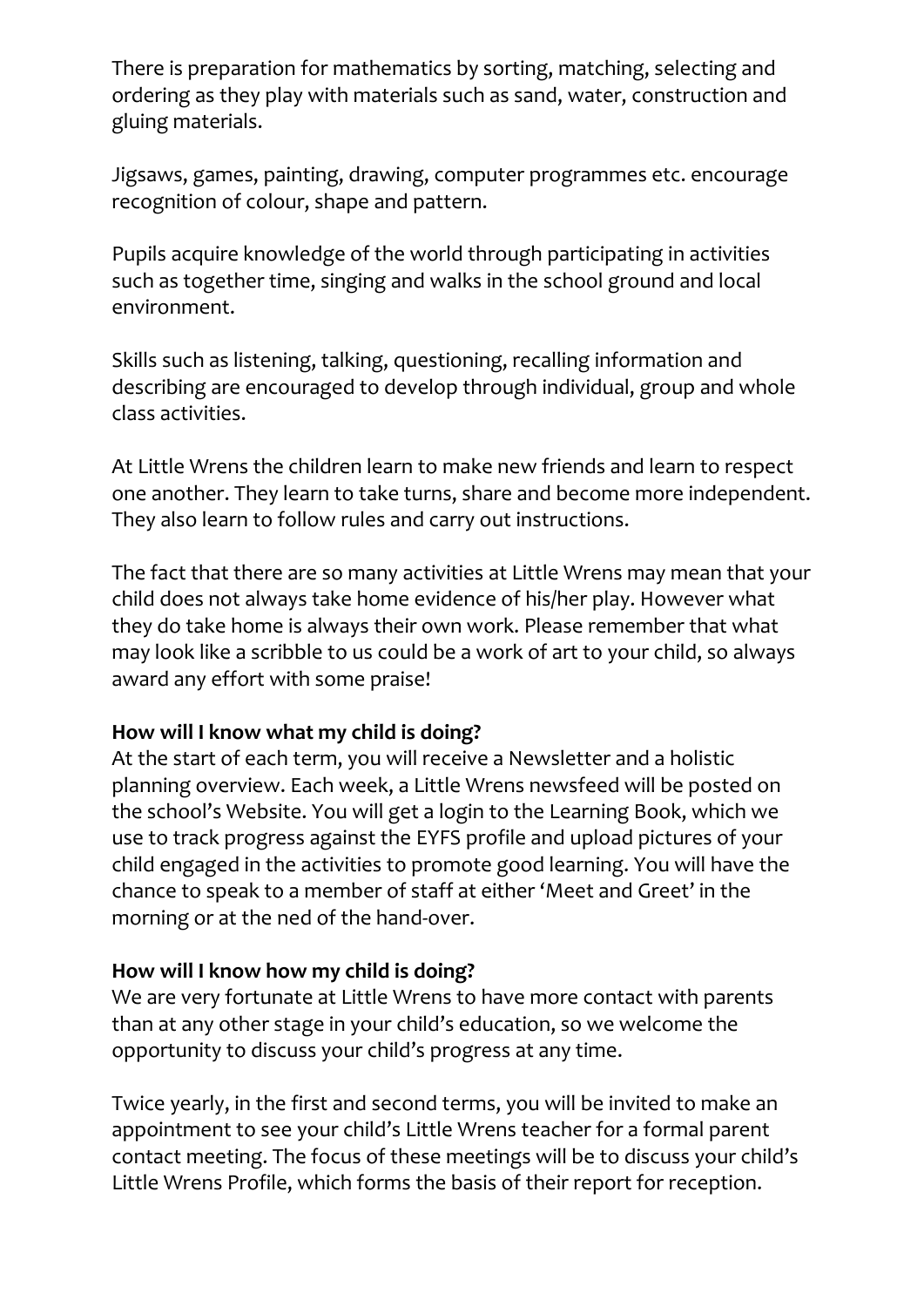There is preparation for mathematics by sorting, matching, selecting and ordering as they play with materials such as sand, water, construction and gluing materials.

Jigsaws, games, painting, drawing, computer programmes etc. encourage recognition of colour, shape and pattern.

Pupils acquire knowledge of the world through participating in activities such as together time, singing and walks in the school ground and local environment.

Skills such as listening, talking, questioning, recalling information and describing are encouraged to develop through individual, group and whole class activities.

At Little Wrens the children learn to make new friends and learn to respect one another. They learn to take turns, share and become more independent. They also learn to follow rules and carry out instructions.

The fact that there are so many activities at Little Wrens may mean that your child does not always take home evidence of his/her play. However what they do take home is always their own work. Please remember that what may look like a scribble to us could be a work of art to your child, so always award any effort with some praise!

**How will I know what my child is doing?**
At the start of each term, you will receive a Newsletter and a holistic planning overview. Each week, a Little Wrens newsfeed will be posted on the school's Website. You will get a login to the Learning Book, which we use to track progress against the EYFS profile and upload pictures of your child engaged in the activities to promote good learning. You will have the chance to speak to a member of staff at either 'Meet and Greet' in the morning or at the ned of the hand-over.

**How will I know how my child is doing?**
We are very fortunate at Little Wrens to have more contact with parents than at any other stage in your child's education, so we welcome the opportunity to discuss your child's progress at any time.

Twice yearly, in the first and second terms, you will be invited to make an appointment to see your child's Little Wrens teacher for a formal parent contact meeting. The focus of these meetings will be to discuss your child's Little Wrens Profile, which forms the basis of their report for reception.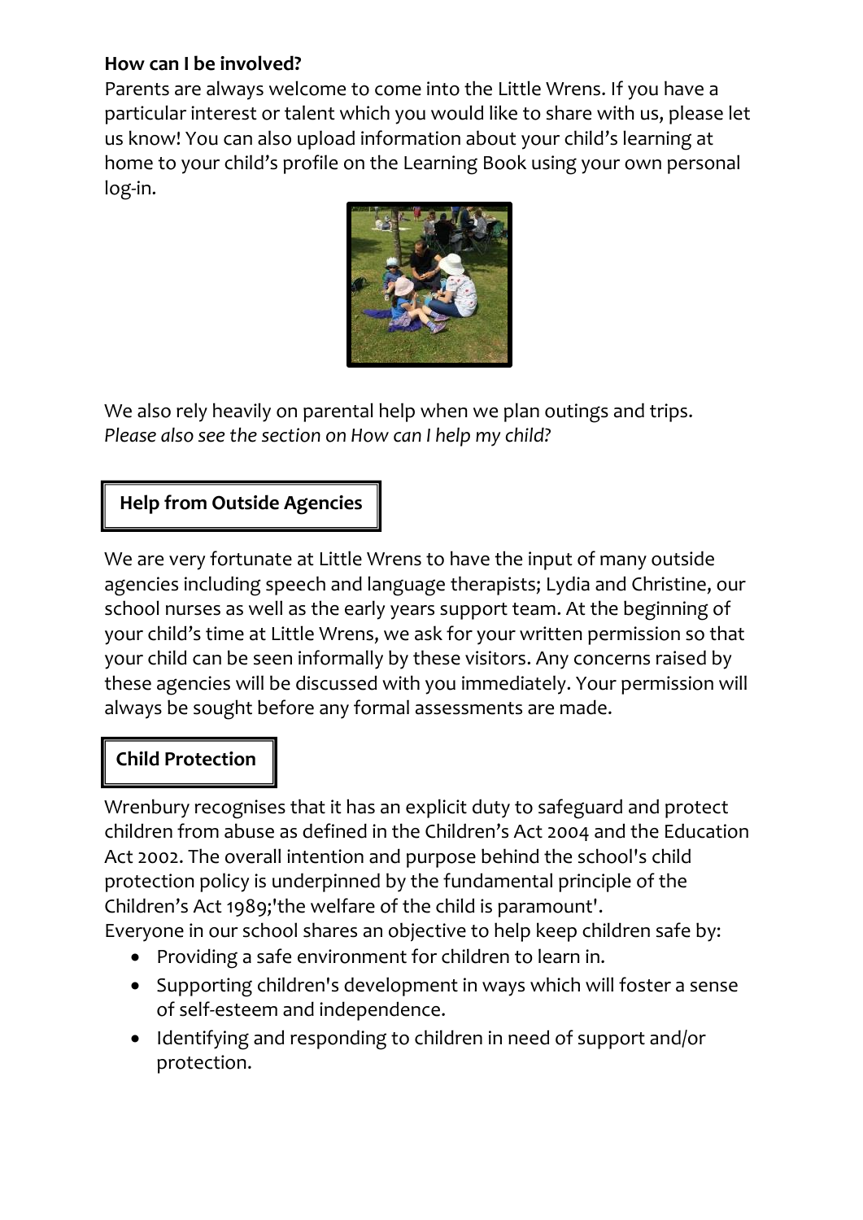**How can I be involved?**

Parents are always welcome to come into the Little Wrens. If you have a particular interest or talent which you would like to share with us, please let us know! You can also upload information about your child's learning at home to your child's profile on the Learning Book using your own personal log-in.

We also rely heavily on parental help when we plan outings and trips.
*Please also see the section on How can I help my child?*

## Help from Outside Agencies

We are very fortunate at Little Wrens to have the input of many outside agencies including speech and language therapists; Lydia and Christine, our school nurses as well as the early years support team. At the beginning of your child's time at Little Wrens, we ask for your written permission so that your child can be seen informally by these visitors. Any concerns raised by these agencies will be discussed with you immediately. Your permission will always be sought before any formal assessments are made.

## Child Protection

Wrenbury recognises that it has an explicit duty to safeguard and protect children from abuse as defined in the Children's Act 2004 and the Education Act 2002. The overall intention and purpose behind the school's child protection policy is underpinned by the fundamental principle of the Children's Act 1989;'the welfare of the child is paramount'.
Everyone in our school shares an objective to help keep children safe by:

- Providing a safe environment for children to learn in.
- Supporting children's development in ways which will foster a sense of self-esteem and independence.
- Identifying and responding to children in need of support and/or protection.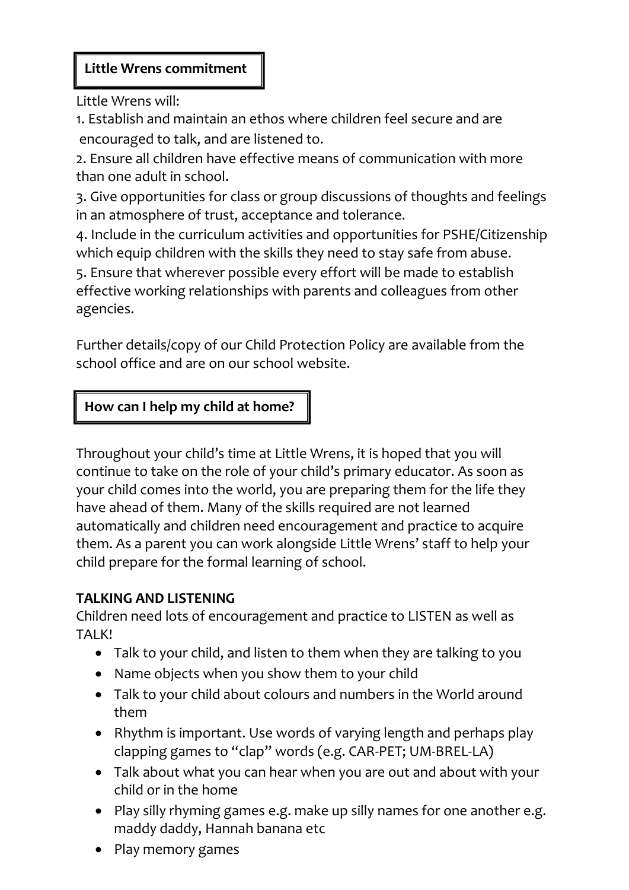## Little Wrens commitment

Little Wrens will:

1. Establish and maintain an ethos where children feel secure and are encouraged to talk, and are listened to.
2. Ensure all children have effective means of communication with more than one adult in school.
3. Give opportunities for class or group discussions of thoughts and feelings in an atmosphere of trust, acceptance and tolerance.
4. Include in the curriculum activities and opportunities for PSHE/Citizenship which equip children with the skills they need to stay safe from abuse.
5. Ensure that wherever possible every effort will be made to establish effective working relationships with parents and colleagues from other agencies.

Further details/copy of our Child Protection Policy are available from the school office and are on our school website.

## How can I help my child at home?

Throughout your child's time at Little Wrens, it is hoped that you will continue to take on the role of your child's primary educator. As soon as your child comes into the world, you are preparing them for the life they have ahead of them. Many of the skills required are not learned automatically and children need encouragement and practice to acquire them. As a parent you can work alongside Little Wrens' staff to help your child prepare for the formal learning of school.

**TALKING AND LISTENING**

Children need lots of encouragement and practice to LISTEN as well as TALK!

- Talk to your child, and listen to them when they are talking to you
- Name objects when you show them to your child
- Talk to your child about colours and numbers in the World around them
- Rhythm is important. Use words of varying length and perhaps play clapping games to "clap" words (e.g. CAR-PET; UM-BREL-LA)
- Talk about what you can hear when you are out and about with your child or in the home
- Play silly rhyming games e.g. make up silly names for one another e.g. maddy daddy, Hannah banana etc
- Play memory games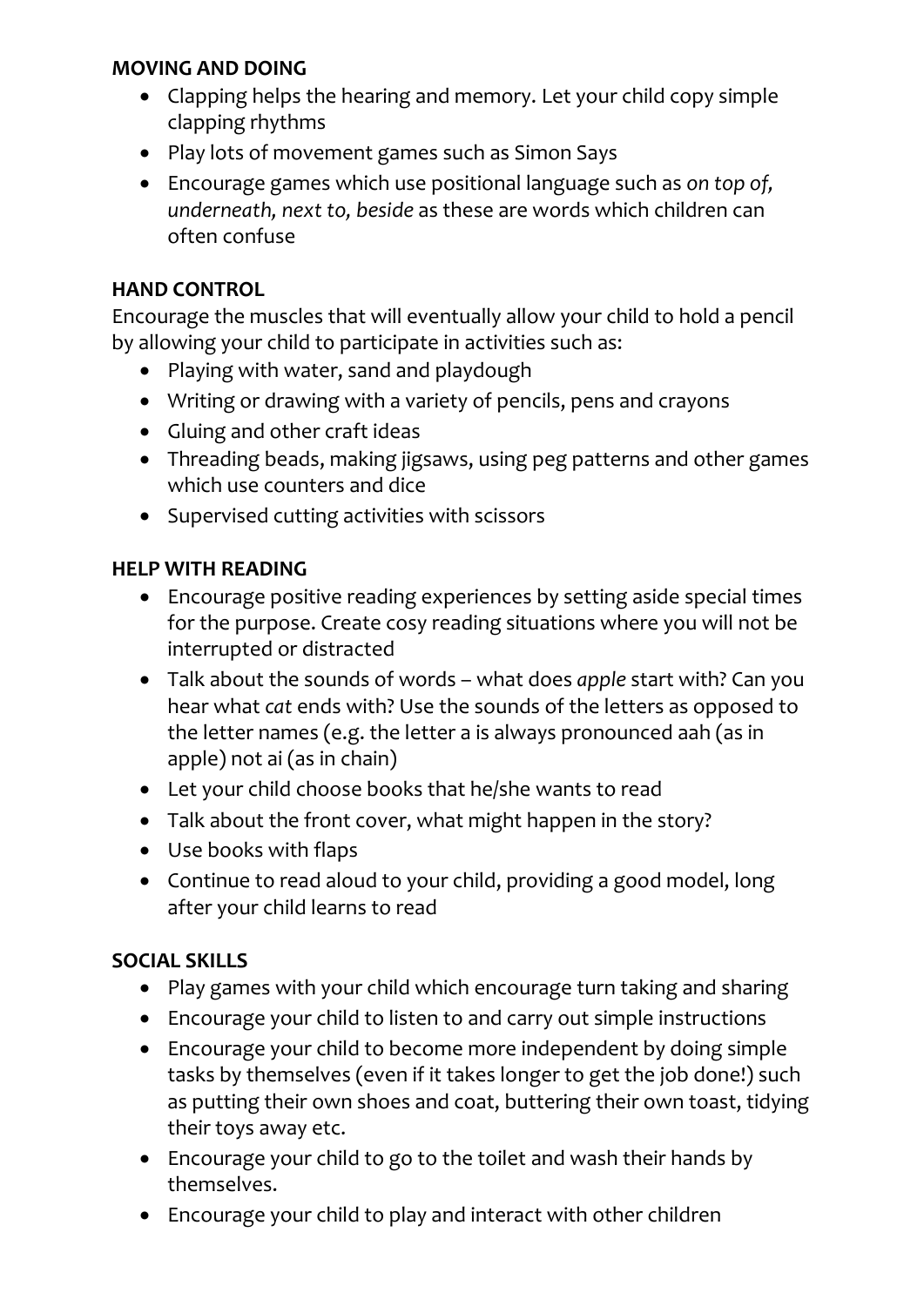**MOVING AND DOING**

- Clapping helps the hearing and memory. Let your child copy simple clapping rhythms
- Play lots of movement games such as Simon Says
- Encourage games which use positional language such as *on top of, underneath, next to, beside* as these are words which children can often confuse

**HAND CONTROL**

Encourage the muscles that will eventually allow your child to hold a pencil by allowing your child to participate in activities such as:

- Playing with water, sand and playdough
- Writing or drawing with a variety of pencils, pens and crayons
- Gluing and other craft ideas
- Threading beads, making jigsaws, using peg patterns and other games which use counters and dice
- Supervised cutting activities with scissors

**HELP WITH READING**

- Encourage positive reading experiences by setting aside special times for the purpose. Create cosy reading situations where you will not be interrupted or distracted
- Talk about the sounds of words – what does *apple* start with? Can you hear what *cat* ends with? Use the sounds of the letters as opposed to the letter names (e.g. the letter a is always pronounced aah (as in apple) not ai (as in chain)
- Let your child choose books that he/she wants to read
- Talk about the front cover, what might happen in the story?
- Use books with flaps
- Continue to read aloud to your child, providing a good model, long after your child learns to read

**SOCIAL SKILLS**

- Play games with your child which encourage turn taking and sharing
- Encourage your child to listen to and carry out simple instructions
- Encourage your child to become more independent by doing simple tasks by themselves (even if it takes longer to get the job done!) such as putting their own shoes and coat, buttering their own toast, tidying their toys away etc.
- Encourage your child to go to the toilet and wash their hands by themselves.
- Encourage your child to play and interact with other children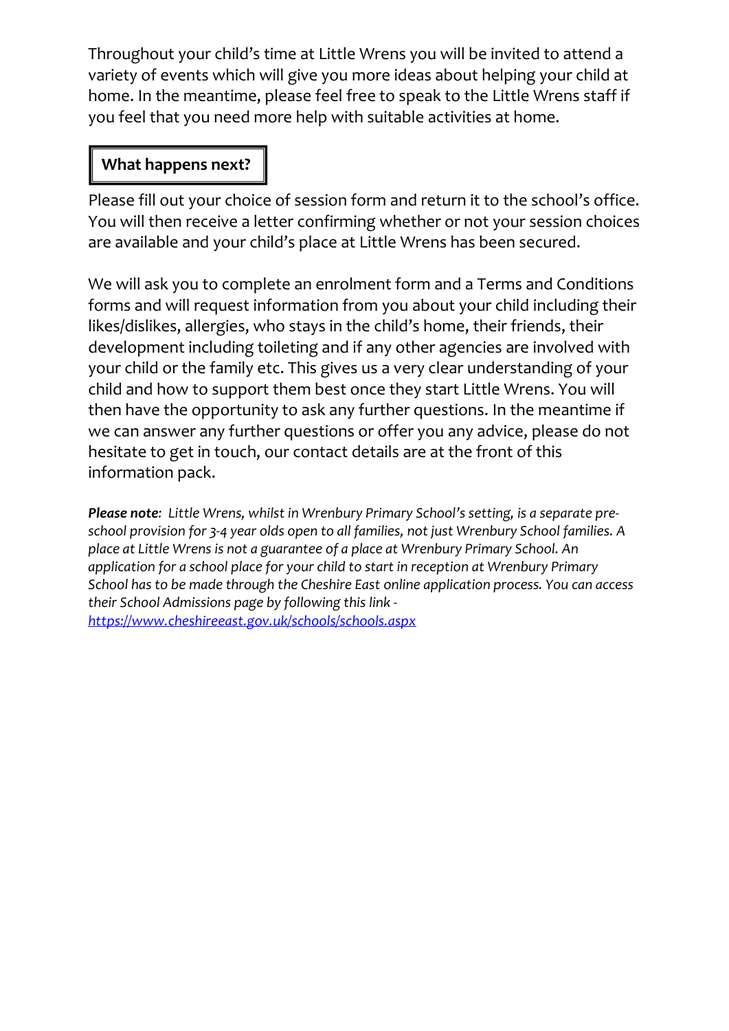Throughout your child's time at Little Wrens you will be invited to attend a variety of events which will give you more ideas about helping your child at home. In the meantime, please feel free to speak to the Little Wrens staff if you feel that you need more help with suitable activities at home.

## What happens next?

Please fill out your choice of session form and return it to the school's office. You will then receive a letter confirming whether or not your session choices are available and your child's place at Little Wrens has been secured.

We will ask you to complete an enrolment form and a Terms and Conditions forms and will request information from you about your child including their likes/dislikes, allergies, who stays in the child's home, their friends, their development including toileting and if any other agencies are involved with your child or the family etc. This gives us a very clear understanding of your child and how to support them best once they start Little Wrens. You will then have the opportunity to ask any further questions. In the meantime if we can answer any further questions or offer you any advice, please do not hesitate to get in touch, our contact details are at the front of this information pack.

***Please note:*** *Little Wrens, whilst in Wrenbury Primary School's setting, is a separate pre-school provision for 3-4 year olds open to all families, not just Wrenbury School families. A place at Little Wrens is not a guarantee of a place at Wrenbury Primary School. An application for a school place for your child to start in reception at Wrenbury Primary School has to be made through the Cheshire East online application process. You can access their School Admissions page by following this link -* [*https://www.cheshireeast.gov.uk/schools/schools.aspx*](https://www.cheshireeast.gov.uk/schools/schools.aspx)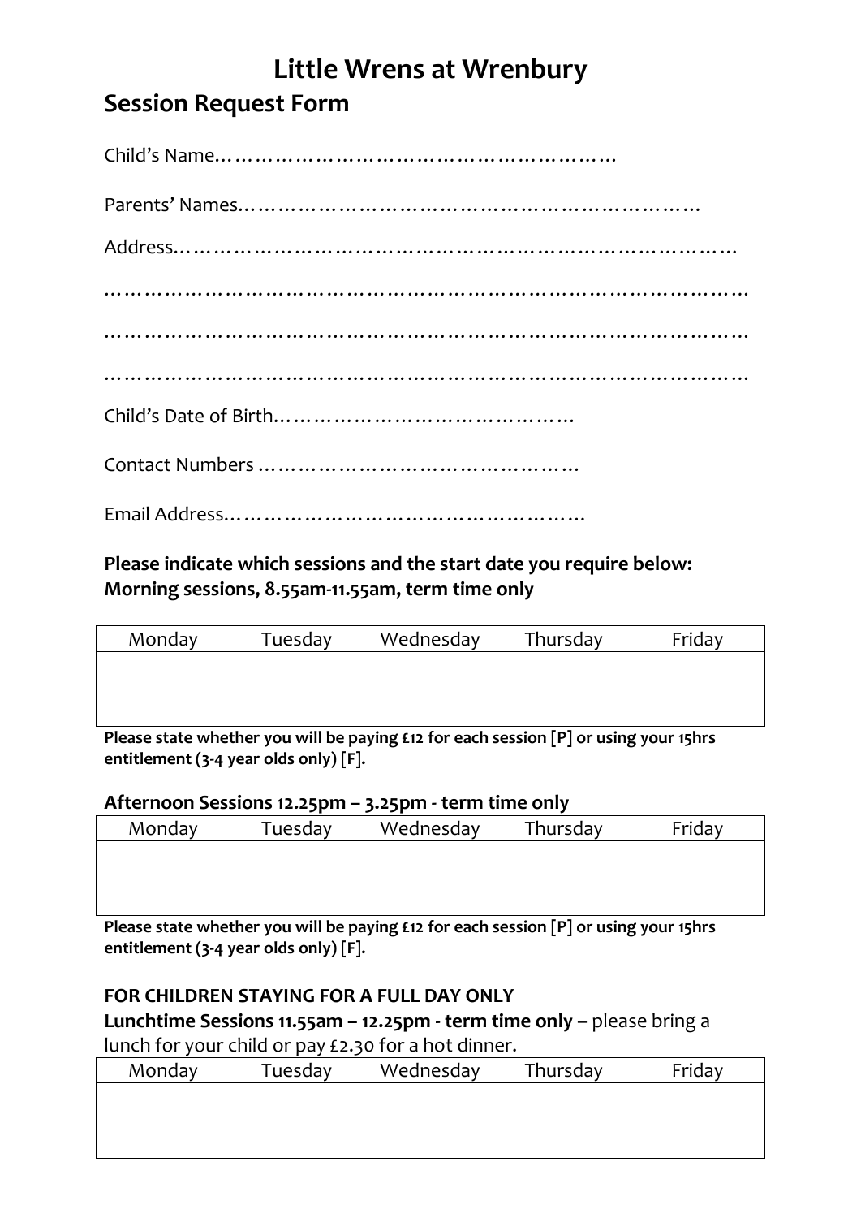# Little Wrens at Wrenbury

## Session Request Form

Child's Name……………………………………………………

Parents' Names………………………………………………………………

Address………………………………………………………………………………

…………………………………………………………………………………………

…………………………………………………………………………………………

…………………………………………………………………………………………

Child's Date of Birth………………………………………

Contact Numbers …………………………………………

Email Address………………………………………………

**Please indicate which sessions and the start date you require below:**
**Morning sessions, 8.55am-11.55am, term time only**

| Monday | Tuesday | Wednesday | Thursday | Friday |
|---|---|---|---|---|
| | | | | |

**Please state whether you will be paying £12 for each session [P] or using your 15hrs entitlement (3-4 year olds only) [F].**

**Afternoon Sessions 12.25pm – 3.25pm - term time only**

| Monday | Tuesday | Wednesday | Thursday | Friday |
|---|---|---|---|---|
| | | | | |

**Please state whether you will be paying £12 for each session [P] or using your 15hrs entitlement (3-4 year olds only) [F].**

**FOR CHILDREN STAYING FOR A FULL DAY ONLY**

**Lunchtime Sessions 11.55am – 12.25pm - term time only** – please bring a lunch for your child or pay £2.30 for a hot dinner.

| Monday | Tuesday | Wednesday | Thursday | Friday |
|---|---|---|---|---|
| | | | | |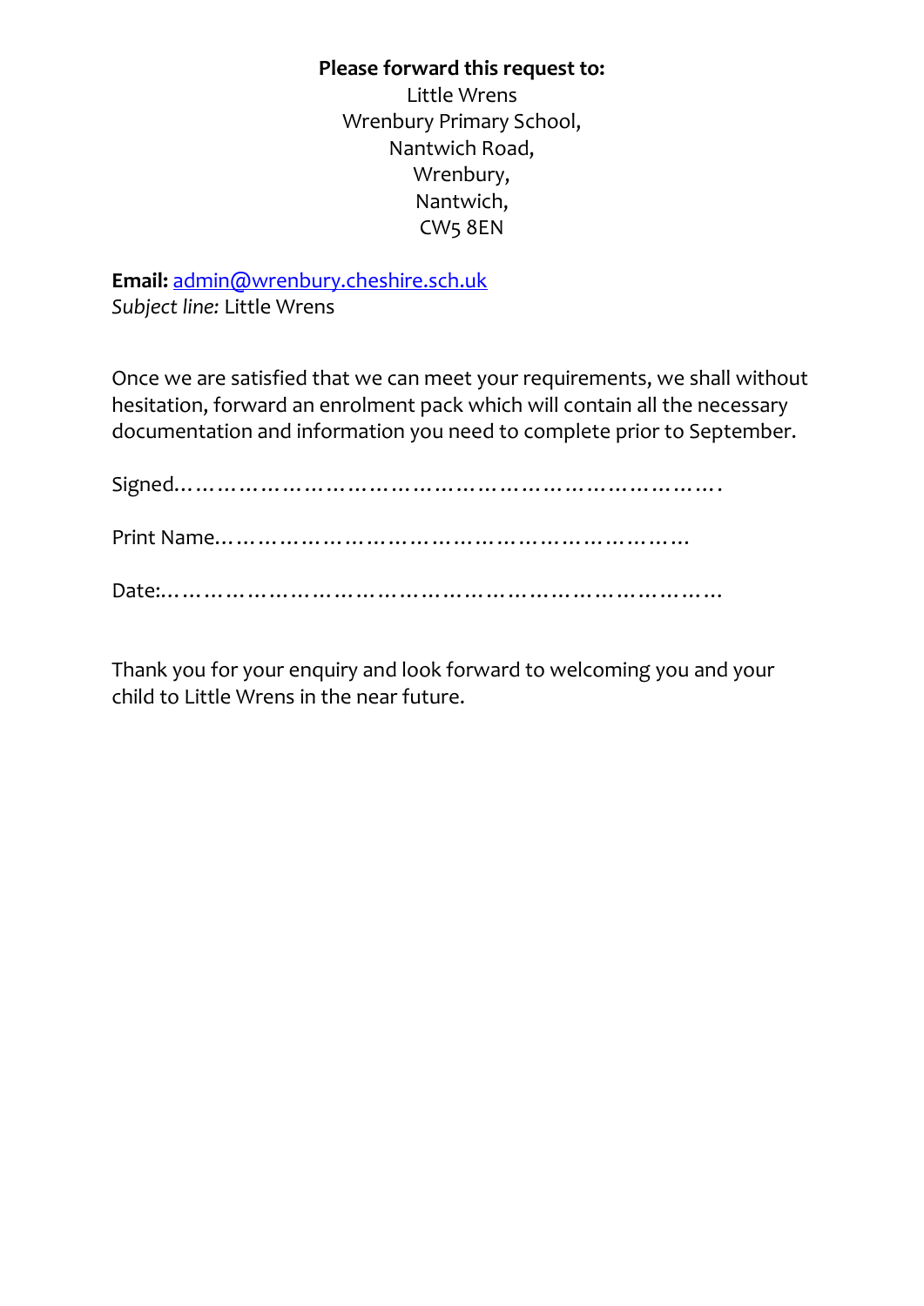**Please forward this request to:**
Little Wrens
Wrenbury Primary School,
Nantwich Road,
Wrenbury,
Nantwich,
CW5 8EN

**Email:** admin@wrenbury.cheshire.sch.uk
*Subject line:* Little Wrens

Once we are satisfied that we can meet your requirements, we shall without hesitation, forward an enrolment pack which will contain all the necessary documentation and information you need to complete prior to September.

Signed…………………………………………………………………….

Print Name………………………………………………………………

Date:………………………………………………………………………

Thank you for your enquiry and look forward to welcoming you and your child to Little Wrens in the near future.